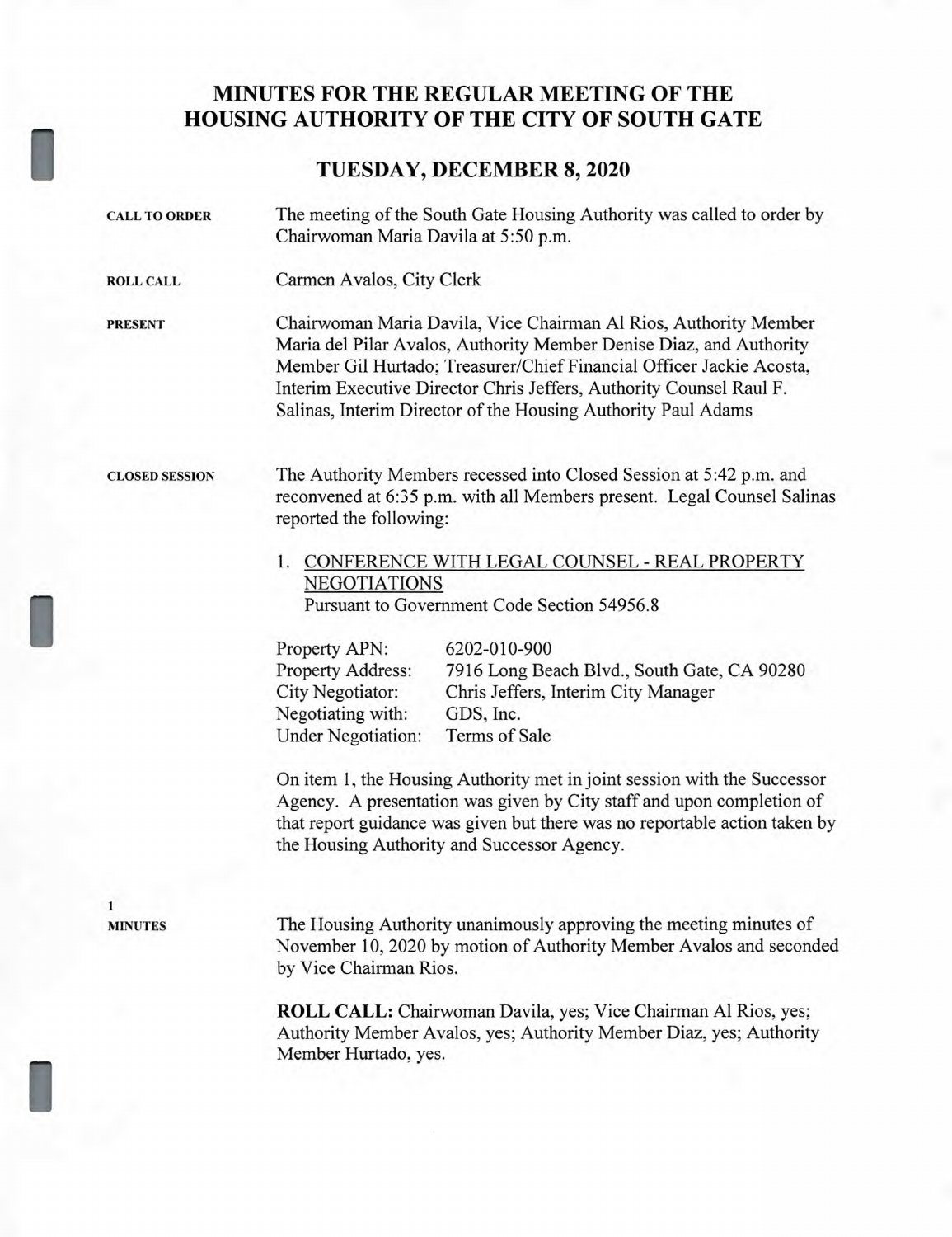# MINUTES FOR THE REGULAR MEETING OF THE HOUSING AUTHORITY OF THE CITY OF SOUTH GATE

## TUESDAY, DECEMBER 8, 2020

**CALL TO ORDER**

The meeting of the South Gate Housing Authority was called to order by Chairwoman Maria Davila at 5:50 p.m.

**ROLL CALL**

Carmen Avalos, City Clerk

**PRESENT**

Chairwoman Maria Davila, Vice Chairman Al Rios, Authority Member Maria del Pilar Avalos, Authority Member Denise Diaz, and Authority Member Gil Hurtado; Treasurer/Chief Financial Officer Jackie Acosta, Interim Executive Director Chris Jeffers, Authority Counsel Raul F. Salinas, Interim Director of the Housing Authority Paul Adams

**CLOSED SESSION**

The Authority Members recessed into Closed Session at 5:42 p.m. and reconvened at 6:35 p.m. with all Members present. Legal Counsel Salinas reported the following:

1. CONFERENCE WITH LEGAL COUNSEL - REAL PROPERTY NEGOTIATIONS
   Pursuant to Government Code Section 54956.8

| | |
|---|---|
| Property APN: | 6202-010-900 |
| Property Address: | 7916 Long Beach Blvd., South Gate, CA 90280 |
| City Negotiator: | Chris Jeffers, Interim City Manager |
| Negotiating with: | GDS, Inc. |
| Under Negotiation: | Terms of Sale |

On item 1, the Housing Authority met in joint session with the Successor Agency. A presentation was given by City staff and upon completion of that report guidance was given but there was no reportable action taken by the Housing Authority and Successor Agency.

**1**
**MINUTES**

The Housing Authority unanimously approving the meeting minutes of November 10, 2020 by motion of Authority Member Avalos and seconded by Vice Chairman Rios.

**ROLL CALL:** Chairwoman Davila, yes; Vice Chairman Al Rios, yes; Authority Member Avalos, yes; Authority Member Diaz, yes; Authority Member Hurtado, yes.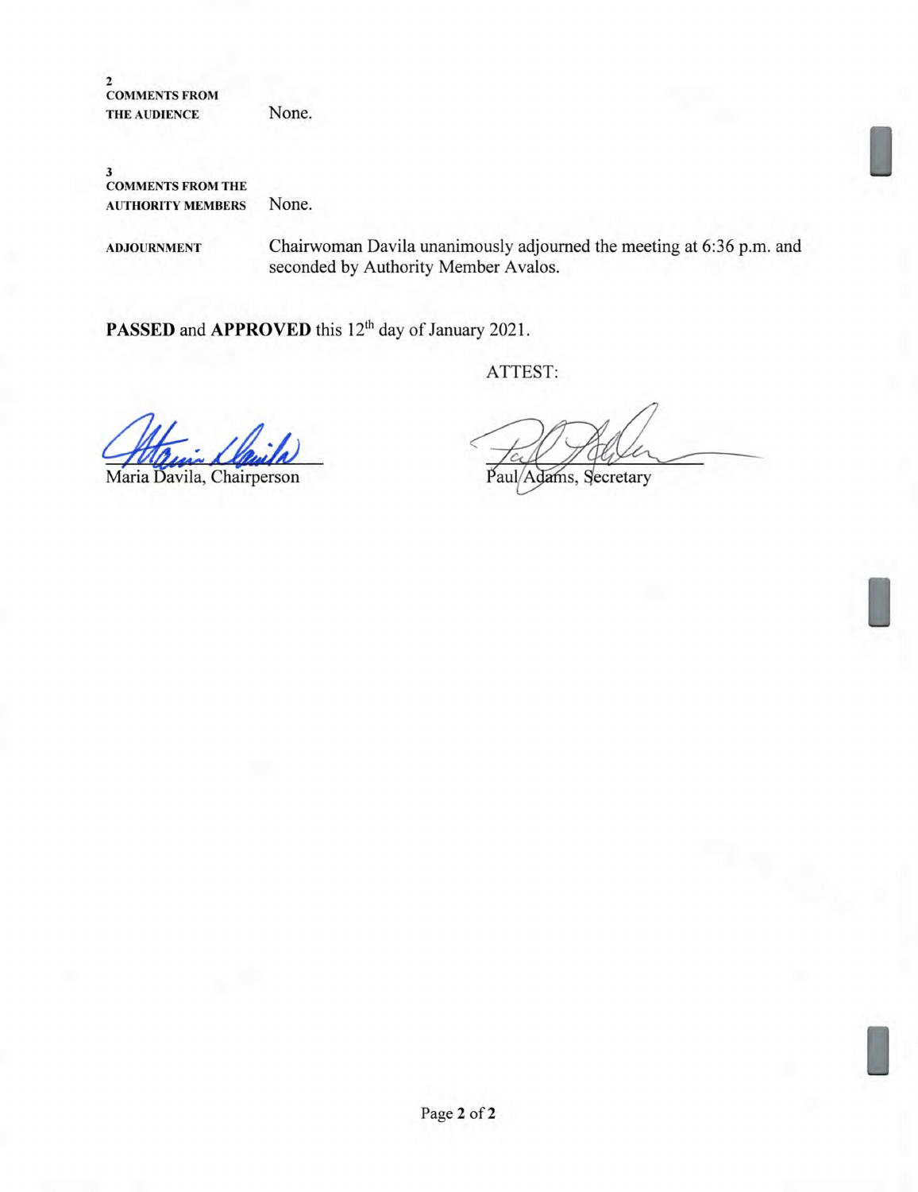**2**
**COMMENTS FROM THE AUDIENCE** None.

**3**
**COMMENTS FROM THE AUTHORITY MEMBERS** None.

**ADJOURNMENT** Chairwoman Davila unanimously adjourned the meeting at 6:36 p.m. and seconded by Authority Member Avalos.

**PASSED** and **APPROVED** this 12th day of January 2021.

ATTEST:

Maria Davila, Chairperson

Paul Adams, Secretary